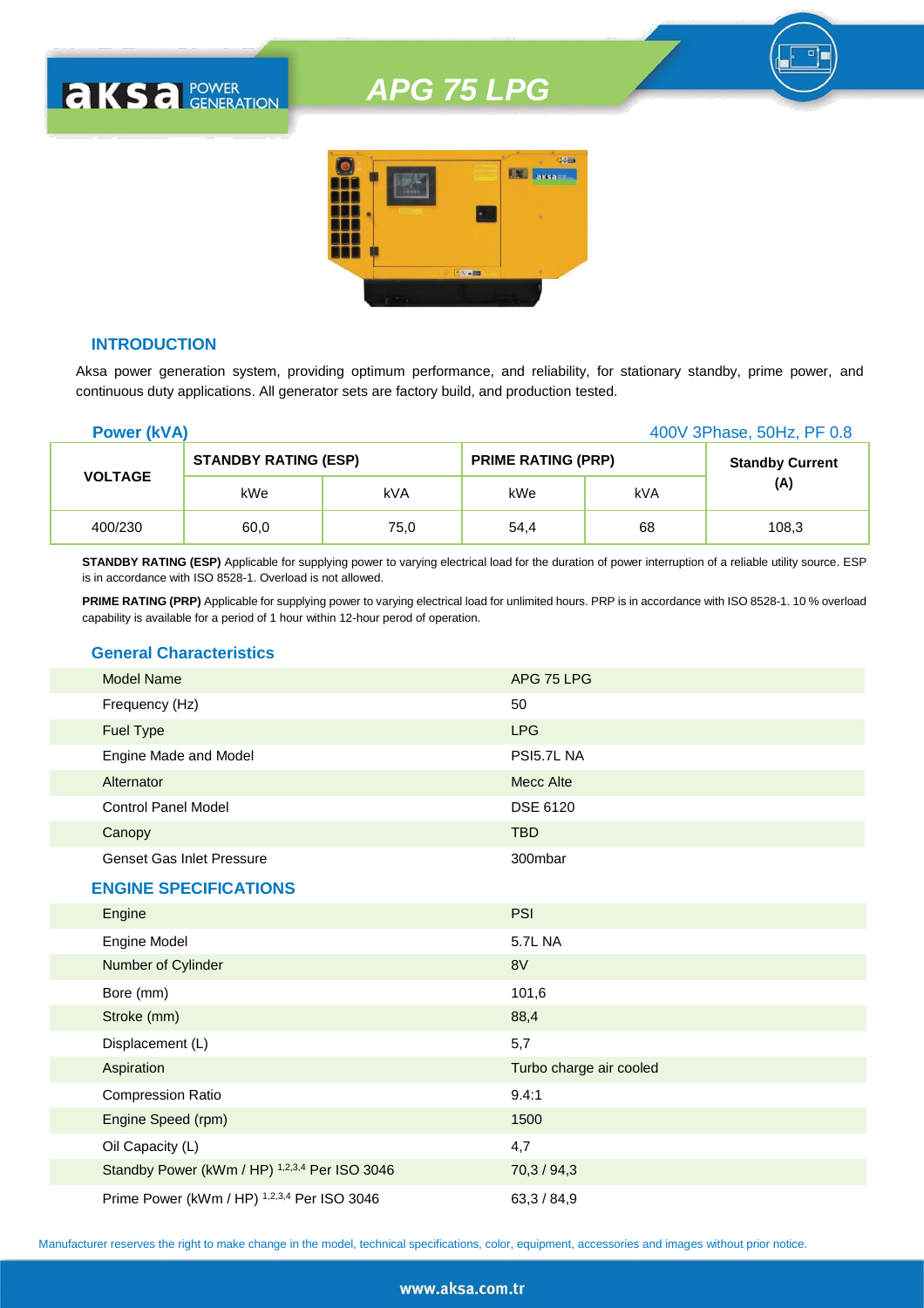# APG 75 LPG

## INTRODUCTION

Aksa power generation system, providing optimum performance, and reliability, for stationary standby, prime power, and continuous duty applications. All generator sets are factory build, and production tested.

**Power (kVA)** 400V 3Phase, 50Hz, PF 0.8

| VOLTAGE | STANDBY RATING (ESP) | | PRIME RATING (PRP) | | Standby Current (A) |
|---|---|---|---|---|---|
| | kWe | kVA | kWe | kVA | |
| 400/230 | 60,0 | 75,0 | 54,4 | 68 | 108,3 |

**STANDBY RATING (ESP)** Applicable for supplying power to varying electrical load for the duration of power interruption of a reliable utility source. ESP is in accordance with ISO 8528-1. Overload is not allowed.

**PRIME RATING (PRP)** Applicable for supplying power to varying electrical load for unlimited hours. PRP is in accordance with ISO 8528-1. 10 % overload capability is available for a period of 1 hour within 12-hour perod of operation.

## General Characteristics

| | |
|---|---|
| Model Name | APG 75 LPG |
| Frequency (Hz) | 50 |
| Fuel Type | LPG |
| Engine Made and Model | PSI5.7L NA |
| Alternator | Mecc Alte |
| Control Panel Model | DSE 6120 |
| Canopy | TBD |
| Genset Gas Inlet Pressure | 300mbar |

## ENGINE SPECIFICATIONS

| | |
|---|---|
| Engine | PSI |
| Engine Model | 5.7L NA |
| Number of Cylinder | 8V |
| Bore (mm) | 101,6 |
| Stroke (mm) | 88,4 |
| Displacement (L) | 5,7 |
| Aspiration | Turbo charge air cooled |
| Compression Ratio | 9.4:1 |
| Engine Speed (rpm) | 1500 |
| Oil Capacity (L) | 4,7 |
| Standby Power (kWm / HP) [1,2,3,4] Per ISO 3046 | 70,3 / 94,3 |
| Prime Power (kWm / HP) [1,2,3,4] Per ISO 3046 | 63,3 / 84,9 |

Manufacturer reserves the right to make change in the model, technical specifications, color, equipment, accessories and images without prior notice.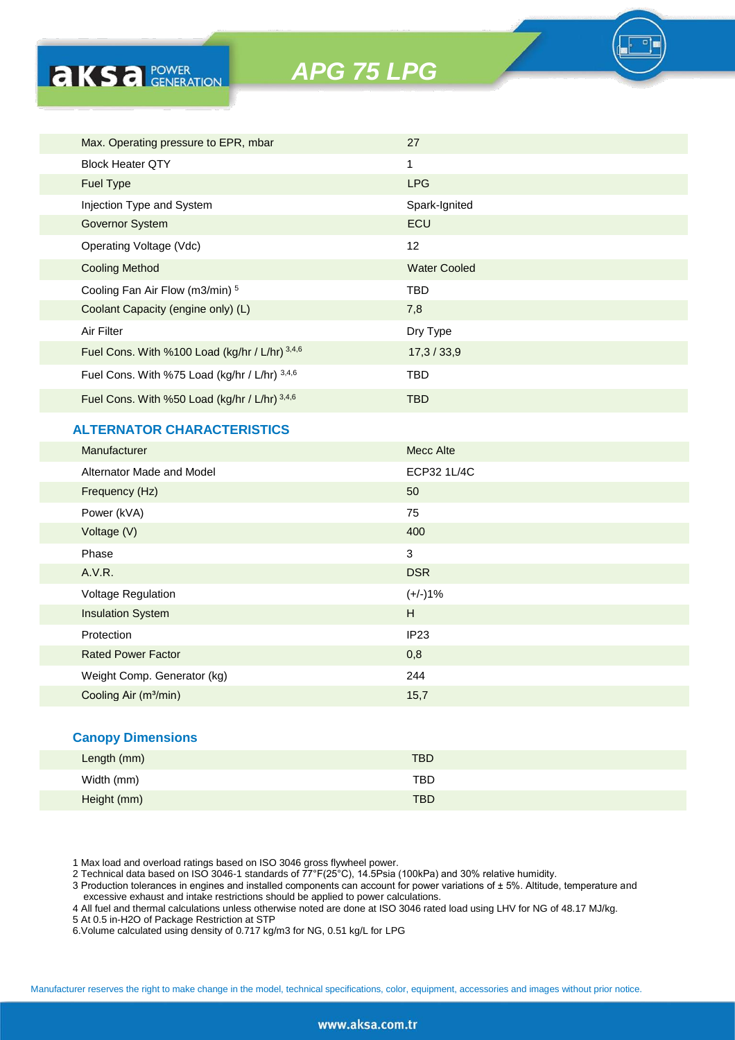# APG 75 LPG

| | |
|---|---|
| Max. Operating pressure to EPR, mbar | 27 |
| Block Heater QTY | 1 |
| Fuel Type | LPG |
| Injection Type and System | Spark-Ignited |
| Governor System | ECU |
| Operating Voltage (Vdc) | 12 |
| Cooling Method | Water Cooled |
| Cooling Fan Air Flow (m3/min) [5] | TBD |
| Coolant Capacity (engine only) (L) | 7,8 |
| Air Filter | Dry Type |
| Fuel Cons. With %100 Load (kg/hr / L/hr) [3,4,6] | 17,3 / 33,9 |
| Fuel Cons. With %75 Load (kg/hr / L/hr) [3,4,6] | TBD |
| Fuel Cons. With %50 Load (kg/hr / L/hr) [3,4,6] | TBD |

## ALTERNATOR CHARACTERISTICS

| | |
|---|---|
| Manufacturer | Mecc Alte |
| Alternator Made and Model | ECP32 1L/4C |
| Frequency (Hz) | 50 |
| Power (kVA) | 75 |
| Voltage (V) | 400 |
| Phase | 3 |
| A.V.R. | DSR |
| Voltage Regulation | (+/-)1% |
| Insulation System | H |
| Protection | IP23 |
| Rated Power Factor | 0,8 |
| Weight Comp. Generator (kg) | 244 |
| Cooling Air (m³/min) | 15,7 |

## Canopy Dimensions

| | |
|---|---|
| Length (mm) | TBD |
| Width (mm) | TBD |
| Height (mm) | TBD |

1 Max load and overload ratings based on ISO 3046 gross flywheel power.
2 Technical data based on ISO 3046-1 standards of 77°F(25°C), 14.5Psia (100kPa) and 30% relative humidity.
3 Production tolerances in engines and installed components can account for power variations of ± 5%. Altitude, temperature and excessive exhaust and intake restrictions should be applied to power calculations.
4 All fuel and thermal calculations unless otherwise noted are done at ISO 3046 rated load using LHV for NG of 48.17 MJ/kg.
5 At 0.5 in-H2O of Package Restriction at STP
6.Volume calculated using density of 0.717 kg/m3 for NG, 0.51 kg/L for LPG

Manufacturer reserves the right to make change in the model, technical specifications, color, equipment, accessories and images without prior notice.

www.aksa.com.tr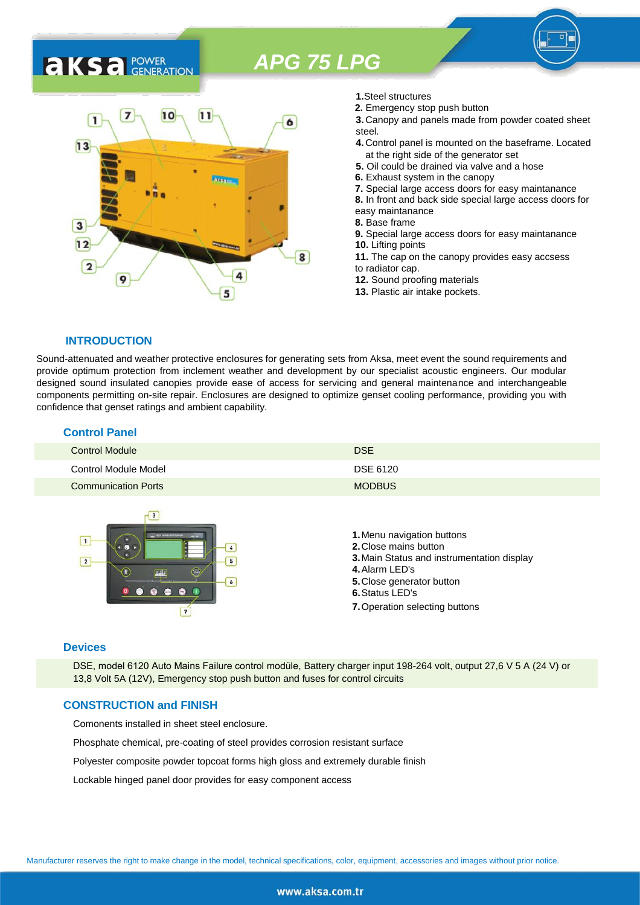# APG 75 LPG

**1.**Steel structures
**2.** Emergency stop push button
**3.** Canopy and panels made from powder coated sheet steel.
**4.** Control panel is mounted on the baseframe. Located at the right side of the generator set
**5.** Oil could be drained via valve and a hose
**6.** Exhaust system in the canopy
**7.** Special large access doors for easy maintanance
**8.** In front and back side special large access doors for easy maintanance
**8.** Base frame
**9.** Special large access doors for easy maintanance
**10.** Lifting points
**11.** The cap on the canopy provides easy accsess to radiator cap.
**12.** Sound proofing materials
**13.** Plastic air intake pockets.

## INTRODUCTION

Sound-attenuated and weather protective enclosures for generating sets from Aksa, meet event the sound requirements and provide optimum protection from inclement weather and development by our specialist acoustic engineers. Our modular designed sound insulated canopies provide ease of access for servicing and general maintenance and interchangeable components permitting on-site repair. Enclosures are designed to optimize genset cooling performance, providing you with confidence that genset ratings and ambient capability.

## Control Panel

| | |
|---|---|
| Control Module | DSE |
| Control Module Model | DSE 6120 |
| Communication Ports | MODBUS |

**1.**Menu navigation buttons
**2.**Close mains button
**3.**Main Status and instrumentation display
**4.**Alarm LED's
**5.**Close generator button
**6.**Status LED's
**7.**Operation selecting buttons

## Devices

DSE, model 6120 Auto Mains Failure control modüle, Battery charger input 198-264 volt, output 27,6 V 5 A (24 V) or 13,8 Volt 5A (12V), Emergency stop push button and fuses for control circuits

## CONSTRUCTION and FINISH

Comonents installed in sheet steel enclosure.

Phosphate chemical, pre-coating of steel provides corrosion resistant surface

Polyester composite powder topcoat forms high gloss and extremely durable finish

Lockable hinged panel door provides for easy component access

Manufacturer reserves the right to make change in the model, technical specifications, color, equipment, accessories and images without prior notice.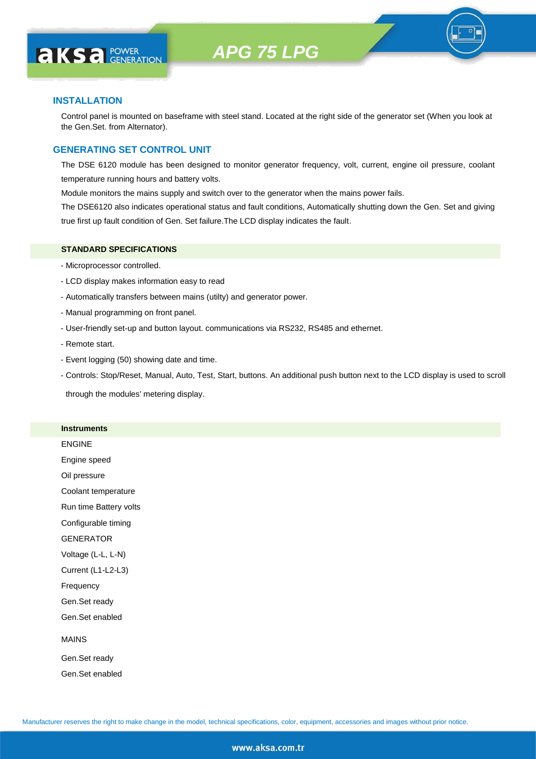## INSTALLATION

Control panel is mounted on baseframe with steel stand. Located at the right side of the generator set (When you look at the Gen.Set. from Alternator).

## GENERATING SET CONTROL UNIT

The DSE 6120 module has been designed to monitor generator frequency, volt, current, engine oil pressure, coolant temperature running hours and battery volts.

Module monitors the mains supply and switch over to the generator when the mains power fails.

The DSE6120 also indicates operational status and fault conditions, Automatically shutting down the Gen. Set and giving true first up fault condition of Gen. Set failure.The LCD display indicates the fault.

### STANDARD SPECIFICATIONS

- Microprocessor controlled.
- LCD display makes information easy to read
- Automatically transfers between mains (utilty) and generator power.
- Manual programming on front panel.
- User-friendly set-up and button layout. communications via RS232, RS485 and ethernet.
- Remote start.
- Event logging (50) showing date and time.
- Controls: Stop/Reset, Manual, Auto, Test, Start, buttons. An additional push button next to the LCD display is used to scroll through the modules' metering display.

### Instruments

ENGINE

Engine speed

Oil pressure

Coolant temperature

Run time Battery volts

Configurable timing

GENERATOR

Voltage (L-L, L-N)

Current (L1-L2-L3)

Frequency

Gen.Set ready

Gen.Set enabled

MAINS

Gen.Set ready

Gen.Set enabled

Manufacturer reserves the right to make change in the model, technical specifications, color, equipment, accessories and images without prior notice.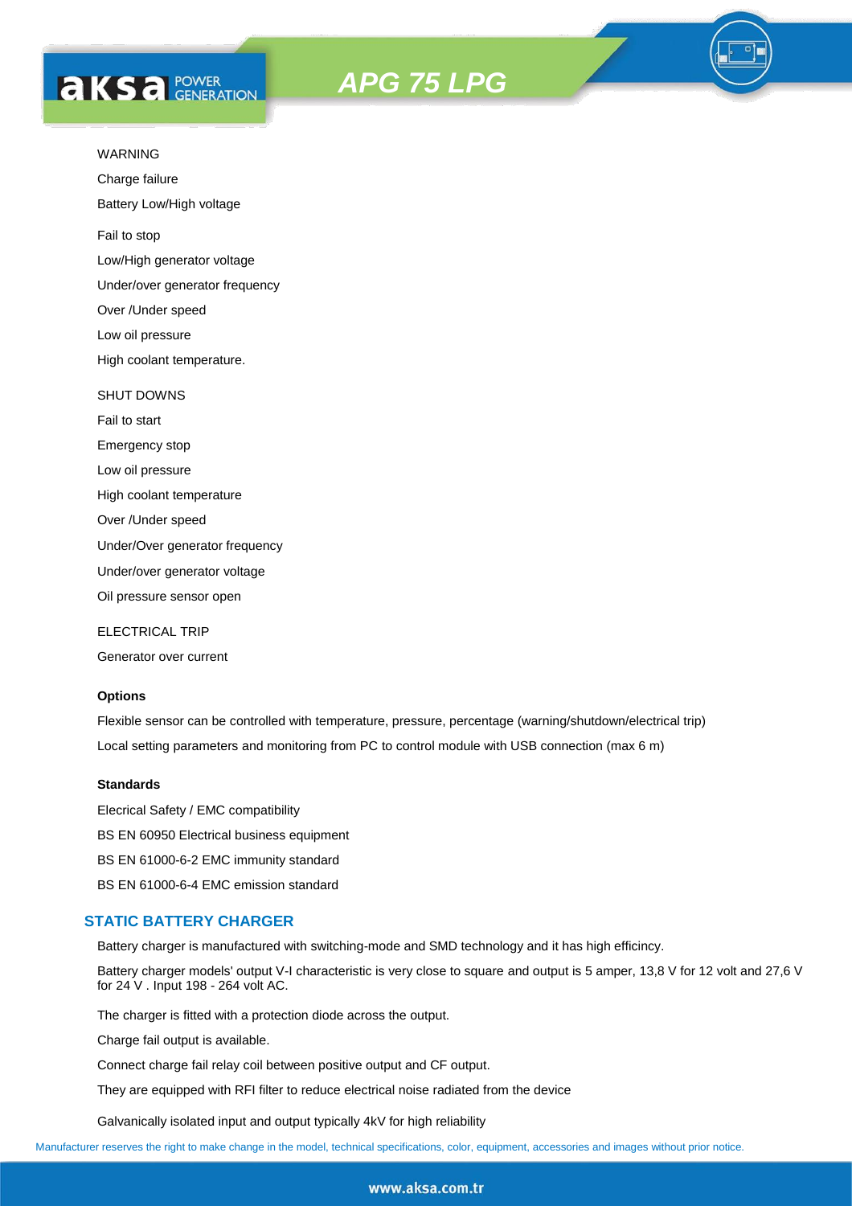WARNING

Charge failure

Battery Low/High voltage

Fail to stop

Low/High generator voltage

Under/over generator frequency

Over /Under speed

Low oil pressure

High coolant temperature.

SHUT DOWNS

Fail to start

Emergency stop

Low oil pressure

High coolant temperature

Over /Under speed

Under/Over generator frequency

Under/over generator voltage

Oil pressure sensor open

ELECTRICAL TRIP

Generator over current

**Options**

Flexible sensor can be controlled with temperature, pressure, percentage (warning/shutdown/electrical trip)

Local setting parameters and monitoring from PC to control module with USB connection (max 6 m)

**Standards**

Elecrical Safety / EMC compatibility

BS EN 60950 Electrical business equipment

BS EN 61000-6-2 EMC immunity standard

BS EN 61000-6-4 EMC emission standard

## STATIC BATTERY CHARGER

Battery charger is manufactured with switching-mode and SMD technology and it has high efficincy.

Battery charger models' output V-I characteristic is very close to square and output is 5 amper, 13,8 V for 12 volt and 27,6 V for 24 V . Input 198 - 264 volt AC.

The charger is fitted with a protection diode across the output.

Charge fail output is available.

Connect charge fail relay coil between positive output and CF output.

They are equipped with RFI filter to reduce electrical noise radiated from the device

Galvanically isolated input and output typically 4kV for high reliability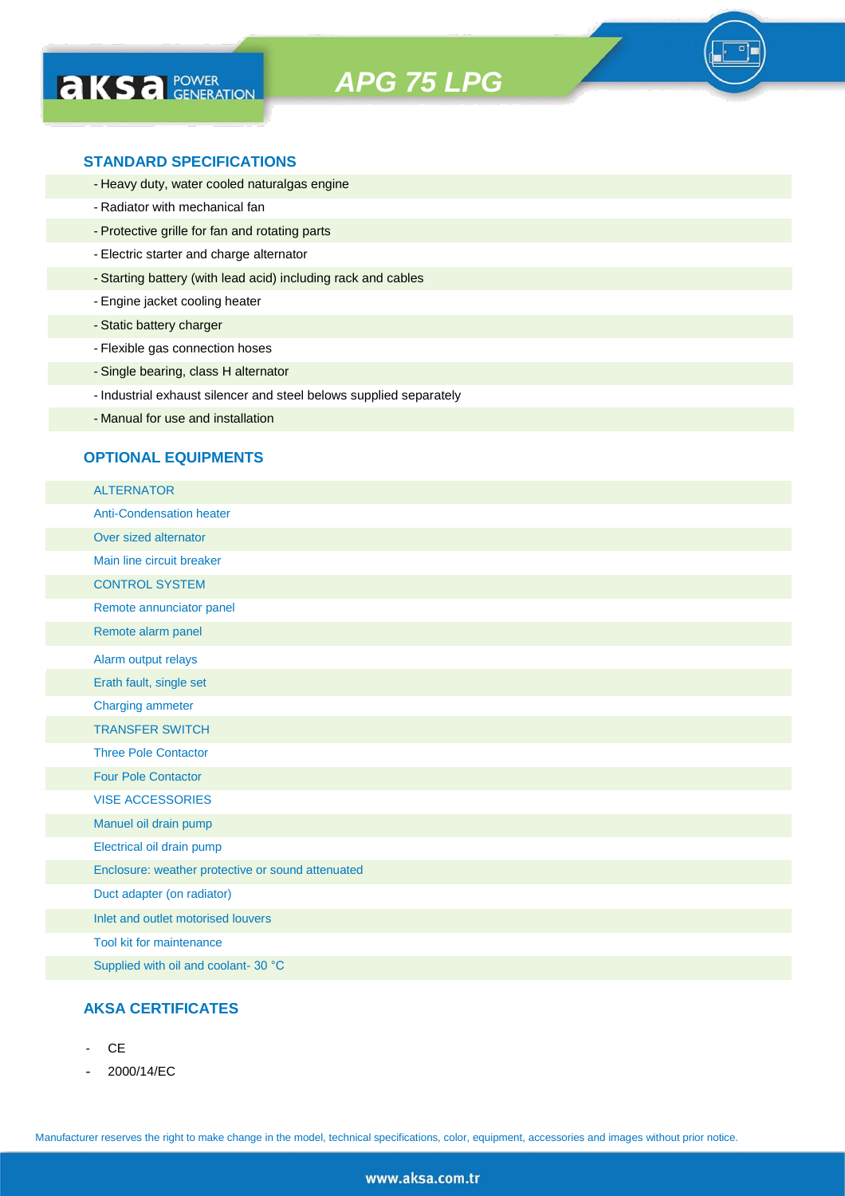# APG 75 LPG

## STANDARD SPECIFICATIONS

- Heavy duty, water cooled naturalgas engine
- Radiator with mechanical fan
- Protective grille for fan and rotating parts
- Electric starter and charge alternator
- Starting battery (with lead acid) including rack and cables
- Engine jacket cooling heater
- Static battery charger
- Flexible gas connection hoses
- Single bearing, class H alternator
- Industrial exhaust silencer and steel belows supplied separately
- Manual for use and installation

## OPTIONAL EQUIPMENTS

ALTERNATOR

Anti-Condensation heater

Over sized alternator

Main line circuit breaker

CONTROL SYSTEM

Remote annunciator panel

Remote alarm panel

Alarm output relays

Erath fault, single set

Charging ammeter

TRANSFER SWITCH

Three Pole Contactor

Four Pole Contactor

VISE ACCESSORIES

Manuel oil drain pump

Electrical oil drain pump

Enclosure: weather protective or sound attenuated

Duct adapter (on radiator)

Inlet and outlet motorised louvers

Tool kit for maintenance

Supplied with oil and coolant- 30 °C

## AKSA CERTIFICATES

- CE
- 2000/14/EC

Manufacturer reserves the right to make change in the model, technical specifications, color, equipment, accessories and images without prior notice.

www.aksa.com.tr